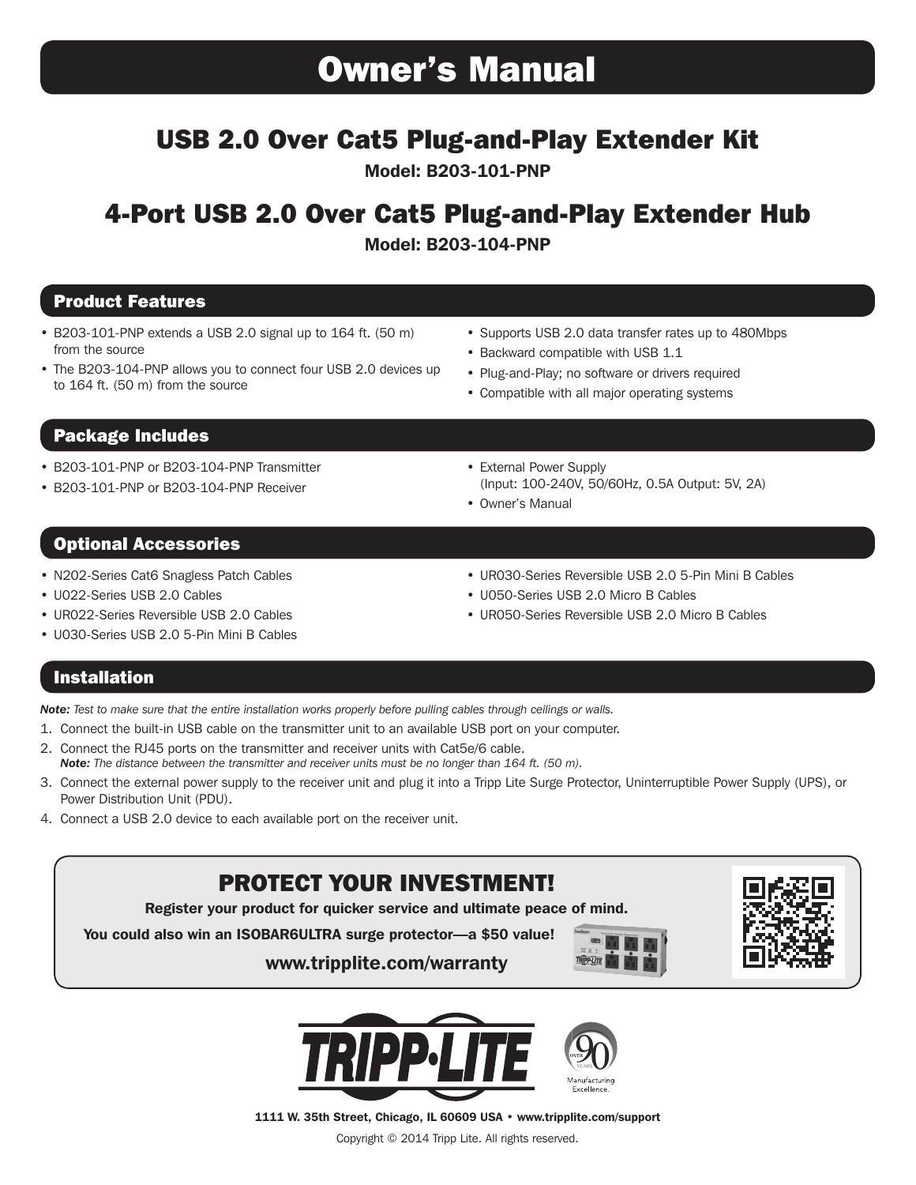# Owner's Manual

## USB 2.0 Over Cat5 Plug-and-Play Extender Kit

**Model: B203-101-PNP**

## 4-Port USB 2.0 Over Cat5 Plug-and-Play Extender Hub

**Model: B203-104-PNP**

### Product Features

- B203-101-PNP extends a USB 2.0 signal up to 164 ft. (50 m) from the source
- The B203-104-PNP allows you to connect four USB 2.0 devices up to 164 ft. (50 m) from the source
- Supports USB 2.0 data transfer rates up to 480Mbps
- Backward compatible with USB 1.1
- Plug-and-Play; no software or drivers required
- Compatible with all major operating systems

### Package Includes

- B203-101-PNP or B203-104-PNP Transmitter
- B203-101-PNP or B203-104-PNP Receiver
- External Power Supply (Input: 100-240V, 50/60Hz, 0.5A Output: 5V, 2A)
- Owner's Manual

### Optional Accessories

- N202-Series Cat6 Snagless Patch Cables
- U022-Series USB 2.0 Cables
- UR022-Series Reversible USB 2.0 Cables
- U030-Series USB 2.0 5-Pin Mini B Cables
- UR030-Series Reversible USB 2.0 5-Pin Mini B Cables
- U050-Series USB 2.0 Micro B Cables
- UR050-Series Reversible USB 2.0 Micro B Cables

### Installation

***Note:*** *Test to make sure that the entire installation works properly before pulling cables through ceilings or walls.*

1. Connect the built-in USB cable on the transmitter unit to an available USB port on your computer.
2. Connect the RJ45 ports on the transmitter and receiver units with Cat5e/6 cable.
   ***Note:*** *The distance between the transmitter and receiver units must be no longer than 164 ft. (50 m).*
3. Connect the external power supply to the receiver unit and plug it into a Tripp Lite Surge Protector, Uninterruptible Power Supply (UPS), or Power Distribution Unit (PDU).
4. Connect a USB 2.0 device to each available port on the receiver unit.

**PROTECT YOUR INVESTMENT!**

**Register your product for quicker service and ultimate peace of mind.**

**You could also win an ISOBAR6ULTRA surge protector—a $50 value!**

**www.tripplite.com/warranty**

**1111 W. 35th Street, Chicago, IL 60609 USA • www.tripplite.com/support**

Copyright © 2014 Tripp Lite. All rights reserved.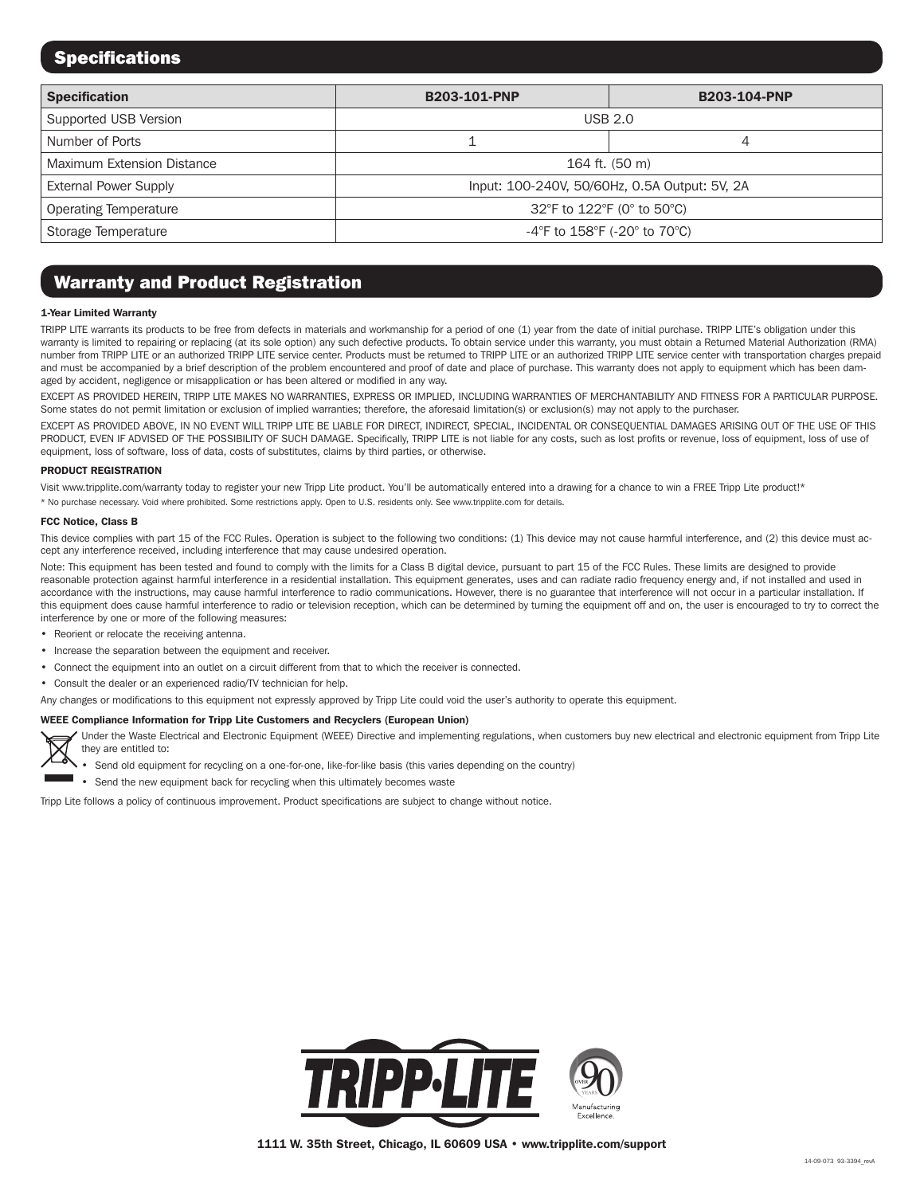## Specifications

| Specification | B203-101-PNP | B203-104-PNP |
|---|---|---|
| Supported USB Version | USB 2.0 | |
| Number of Ports | 1 | 4 |
| Maximum Extension Distance | 164 ft. (50 m) | |
| External Power Supply | Input: 100-240V, 50/60Hz, 0.5A Output: 5V, 2A | |
| Operating Temperature | 32°F to 122°F (0° to 50°C) | |
| Storage Temperature | -4°F to 158°F (-20° to 70°C) | |

## Warranty and Product Registration

**1-Year Limited Warranty**

TRIPP LITE warrants its products to be free from defects in materials and workmanship for a period of one (1) year from the date of initial purchase. TRIPP LITE's obligation under this warranty is limited to repairing or replacing (at its sole option) any such defective products. To obtain service under this warranty, you must obtain a Returned Material Authorization (RMA) number from TRIPP LITE or an authorized TRIPP LITE service center. Products must be returned to TRIPP LITE or an authorized TRIPP LITE service center with transportation charges prepaid and must be accompanied by a brief description of the problem encountered and proof of date and place of purchase. This warranty does not apply to equipment which has been damaged by accident, negligence or misapplication or has been altered or modified in any way.

EXCEPT AS PROVIDED HEREIN, TRIPP LITE MAKES NO WARRANTIES, EXPRESS OR IMPLIED, INCLUDING WARRANTIES OF MERCHANTABILITY AND FITNESS FOR A PARTICULAR PURPOSE. Some states do not permit limitation or exclusion of implied warranties; therefore, the aforesaid limitation(s) or exclusion(s) may not apply to the purchaser.

EXCEPT AS PROVIDED ABOVE, IN NO EVENT WILL TRIPP LITE BE LIABLE FOR DIRECT, INDIRECT, SPECIAL, INCIDENTAL OR CONSEQUENTIAL DAMAGES ARISING OUT OF THE USE OF THIS PRODUCT, EVEN IF ADVISED OF THE POSSIBILITY OF SUCH DAMAGE. Specifically, TRIPP LITE is not liable for any costs, such as lost profits or revenue, loss of equipment, loss of use of equipment, loss of software, loss of data, costs of substitutes, claims by third parties, or otherwise.

**PRODUCT REGISTRATION**

Visit www.tripplite.com/warranty today to register your new Tripp Lite product. You'll be automatically entered into a drawing for a chance to win a FREE Tripp Lite product!*

* No purchase necessary. Void where prohibited. Some restrictions apply. Open to U.S. residents only. See www.tripplite.com for details.

**FCC Notice, Class B**

This device complies with part 15 of the FCC Rules. Operation is subject to the following two conditions: (1) This device may not cause harmful interference, and (2) this device must accept any interference received, including interference that may cause undesired operation.

Note: This equipment has been tested and found to comply with the limits for a Class B digital device, pursuant to part 15 of the FCC Rules. These limits are designed to provide reasonable protection against harmful interference in a residential installation. This equipment generates, uses and can radiate radio frequency energy and, if not installed and used in accordance with the instructions, may cause harmful interference to radio communications. However, there is no guarantee that interference will not occur in a particular installation. If this equipment does cause harmful interference to radio or television reception, which can be determined by turning the equipment off and on, the user is encouraged to try to correct the interference by one or more of the following measures:

- Reorient or relocate the receiving antenna.
- Increase the separation between the equipment and receiver.
- Connect the equipment into an outlet on a circuit different from that to which the receiver is connected.
- Consult the dealer or an experienced radio/TV technician for help.

Any changes or modifications to this equipment not expressly approved by Tripp Lite could void the user's authority to operate this equipment.

**WEEE Compliance Information for Tripp Lite Customers and Recyclers (European Union)**

Under the Waste Electrical and Electronic Equipment (WEEE) Directive and implementing regulations, when customers buy new electrical and electronic equipment from Tripp Lite they are entitled to:

- Send old equipment for recycling on a one-for-one, like-for-like basis (this varies depending on the country)
- Send the new equipment back for recycling when this ultimately becomes waste

Tripp Lite follows a policy of continuous improvement. Product specifications are subject to change without notice.

TRIPP·LITE

OVER 90 YEARS Manufacturing Excellence.

**1111 W. 35th Street, Chicago, IL 60609 USA • www.tripplite.com/support**

14-09-073 93-3394_revA